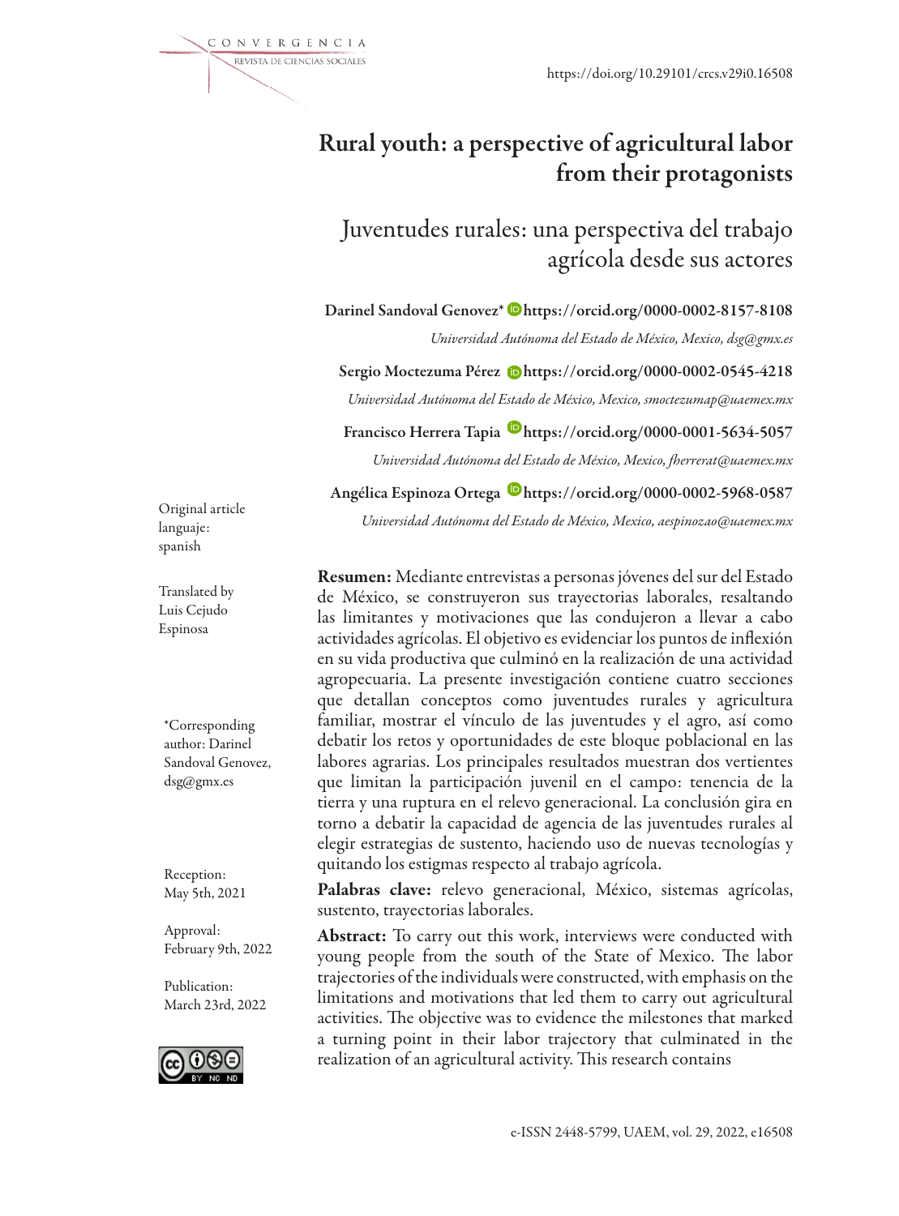https://doi.org/10.29101/crcs.v29i0.16508

# Rural youth: a perspective of agricultural labor from their protagonists

# Juventudes rurales: una perspectiva del trabajo agrícola desde sus actores

**Darinel Sandoval Genovez*** **https://orcid.org/0000-0002-8157-8108**
*Universidad Autónoma del Estado de México, Mexico, dsg@gmx.es*

**Sergio Moctezuma Pérez** **https://orcid.org/0000-0002-0545-4218**
*Universidad Autónoma del Estado de México, Mexico, smoctezumap@uaemex.mx*

**Francisco Herrera Tapia** **https://orcid.org/0000-0001-5634-5057**
*Universidad Autónoma del Estado de México, Mexico, fherrerat@uaemex.mx*

**Angélica Espinoza Ortega** **https://orcid.org/0000-0002-5968-0587**
*Universidad Autónoma del Estado de México, Mexico, aespinozao@uaemex.mx*

Original article languaje: spanish

Translated by Luis Cejudo Espinosa

*Corresponding author: Darinel Sandoval Genovez, dsg@gmx.es

Reception: May 5th, 2021

Approval: February 9th, 2022

Publication: March 23rd, 2022

**Resumen:** Mediante entrevistas a personas jóvenes del sur del Estado de México, se construyeron sus trayectorias laborales, resaltando las limitantes y motivaciones que las condujeron a llevar a cabo actividades agrícolas. El objetivo es evidenciar los puntos de inflexión en su vida productiva que culminó en la realización de una actividad agropecuaria. La presente investigación contiene cuatro secciones que detallan conceptos como juventudes rurales y agricultura familiar, mostrar el vínculo de las juventudes y el agro, así como debatir los retos y oportunidades de este bloque poblacional en las labores agrarias. Los principales resultados muestran dos vertientes que limitan la participación juvenil en el campo: tenencia de la tierra y una ruptura en el relevo generacional. La conclusión gira en torno a debatir la capacidad de agencia de las juventudes rurales al elegir estrategias de sustento, haciendo uso de nuevas tecnologías y quitando los estigmas respecto al trabajo agrícola.

**Palabras clave:** relevo generacional, México, sistemas agrícolas, sustento, trayectorias laborales.

**Abstract:** To carry out this work, interviews were conducted with young people from the south of the State of Mexico. The labor trajectories of the individuals were constructed, with emphasis on the limitations and motivations that led them to carry out agricultural activities. The objective was to evidence the milestones that marked a turning point in their labor trajectory that culminated in the realization of an agricultural activity. This research contains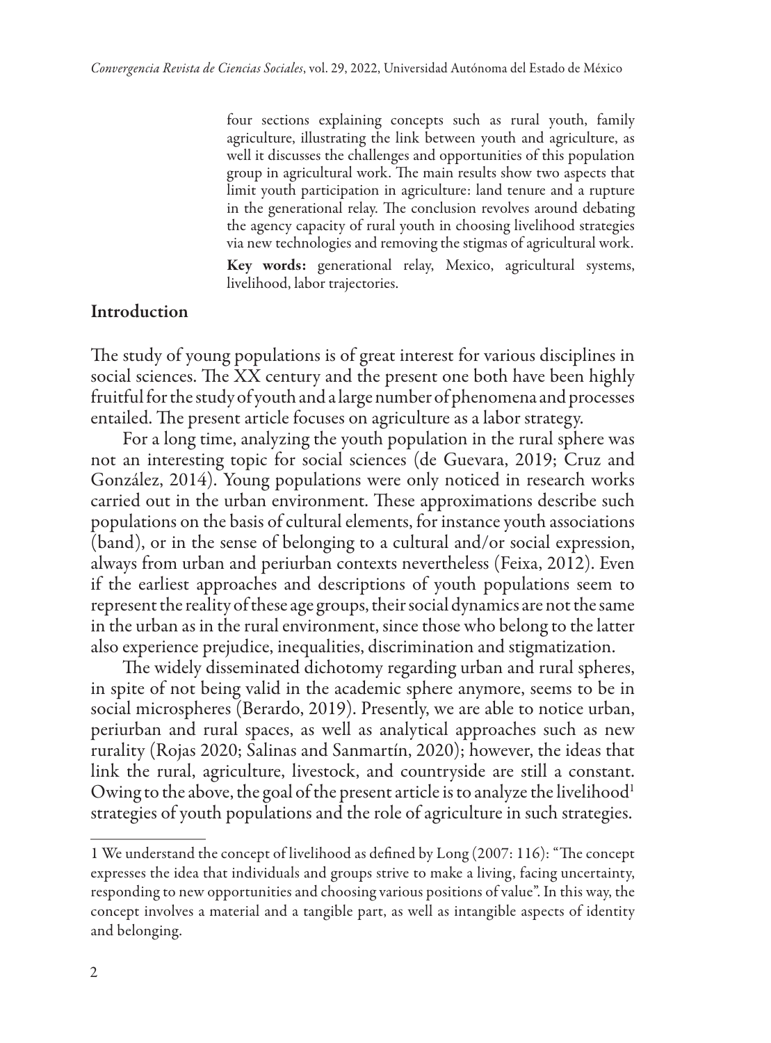four sections explaining concepts such as rural youth, family agriculture, illustrating the link between youth and agriculture, as well it discusses the challenges and opportunities of this population group in agricultural work. The main results show two aspects that limit youth participation in agriculture: land tenure and a rupture in the generational relay. The conclusion revolves around debating the agency capacity of rural youth in choosing livelihood strategies via new technologies and removing the stigmas of agricultural work.

**Key words:** generational relay, Mexico, agricultural systems, livelihood, labor trajectories.

## Introduction

The study of young populations is of great interest for various disciplines in social sciences. The XX century and the present one both have been highly fruitful for the study of youth and a large number of phenomena and processes entailed. The present article focuses on agriculture as a labor strategy.

For a long time, analyzing the youth population in the rural sphere was not an interesting topic for social sciences (de Guevara, 2019; Cruz and González, 2014). Young populations were only noticed in research works carried out in the urban environment. These approximations describe such populations on the basis of cultural elements, for instance youth associations (band), or in the sense of belonging to a cultural and/or social expression, always from urban and periurban contexts nevertheless (Feixa, 2012). Even if the earliest approaches and descriptions of youth populations seem to represent the reality of these age groups, their social dynamics are not the same in the urban as in the rural environment, since those who belong to the latter also experience prejudice, inequalities, discrimination and stigmatization.

The widely disseminated dichotomy regarding urban and rural spheres, in spite of not being valid in the academic sphere anymore, seems to be in social microspheres (Berardo, 2019). Presently, we are able to notice urban, periurban and rural spaces, as well as analytical approaches such as new rurality (Rojas 2020; Salinas and Sanmartín, 2020); however, the ideas that link the rural, agriculture, livestock, and countryside are still a constant. Owing to the above, the goal of the present article is to analyze the livelihood[1] strategies of youth populations and the role of agriculture in such strategies.

[1] We understand the concept of livelihood as defined by Long (2007: 116): "The concept expresses the idea that individuals and groups strive to make a living, facing uncertainty, responding to new opportunities and choosing various positions of value". In this way, the concept involves a material and a tangible part, as well as intangible aspects of identity and belonging.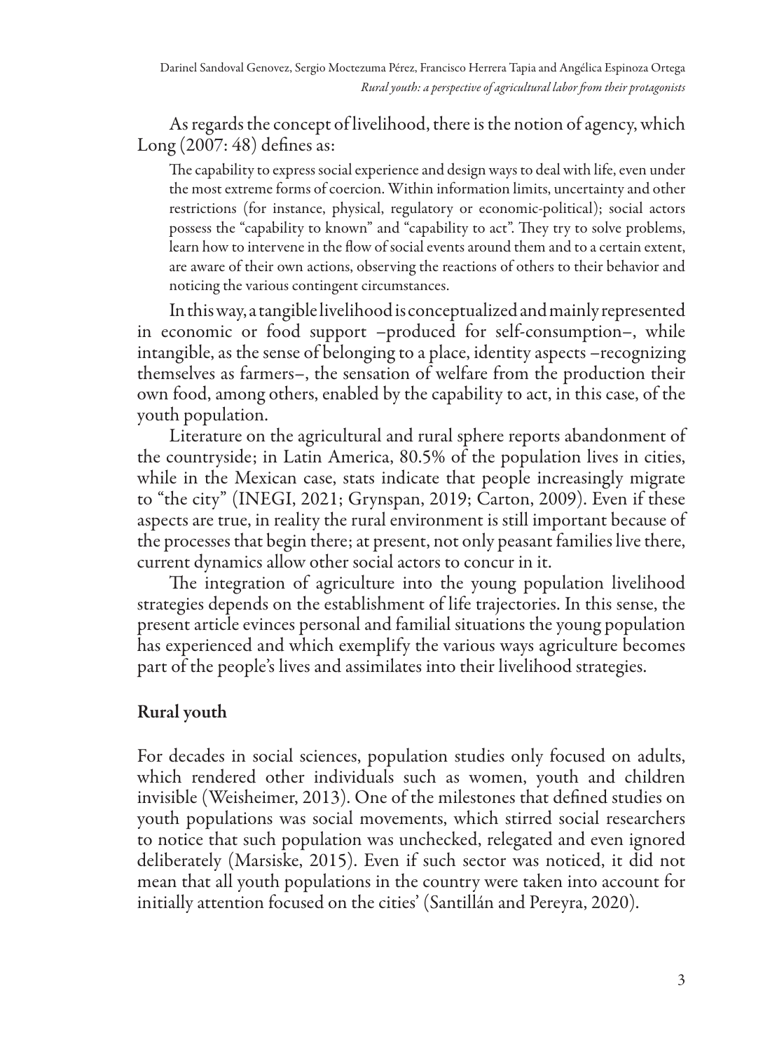As regards the concept of livelihood, there is the notion of agency, which Long (2007: 48) defines as:

> The capability to express social experience and design ways to deal with life, even under the most extreme forms of coercion. Within information limits, uncertainty and other restrictions (for instance, physical, regulatory or economic-political); social actors possess the "capability to known" and "capability to act". They try to solve problems, learn how to intervene in the flow of social events around them and to a certain extent, are aware of their own actions, observing the reactions of others to their behavior and noticing the various contingent circumstances.

In this way, a tangible livelihood is conceptualized and mainly represented in economic or food support –produced for self-consumption–, while intangible, as the sense of belonging to a place, identity aspects –recognizing themselves as farmers–, the sensation of welfare from the production their own food, among others, enabled by the capability to act, in this case, of the youth population.

Literature on the agricultural and rural sphere reports abandonment of the countryside; in Latin America, 80.5% of the population lives in cities, while in the Mexican case, stats indicate that people increasingly migrate to "the city" (INEGI, 2021; Grynspan, 2019; Carton, 2009). Even if these aspects are true, in reality the rural environment is still important because of the processes that begin there; at present, not only peasant families live there, current dynamics allow other social actors to concur in it.

The integration of agriculture into the young population livelihood strategies depends on the establishment of life trajectories. In this sense, the present article evinces personal and familial situations the young population has experienced and which exemplify the various ways agriculture becomes part of the people's lives and assimilates into their livelihood strategies.

## Rural youth

For decades in social sciences, population studies only focused on adults, which rendered other individuals such as women, youth and children invisible (Weisheimer, 2013). One of the milestones that defined studies on youth populations was social movements, which stirred social researchers to notice that such population was unchecked, relegated and even ignored deliberately (Marsiske, 2015). Even if such sector was noticed, it did not mean that all youth populations in the country were taken into account for initially attention focused on the cities' (Santillán and Pereyra, 2020).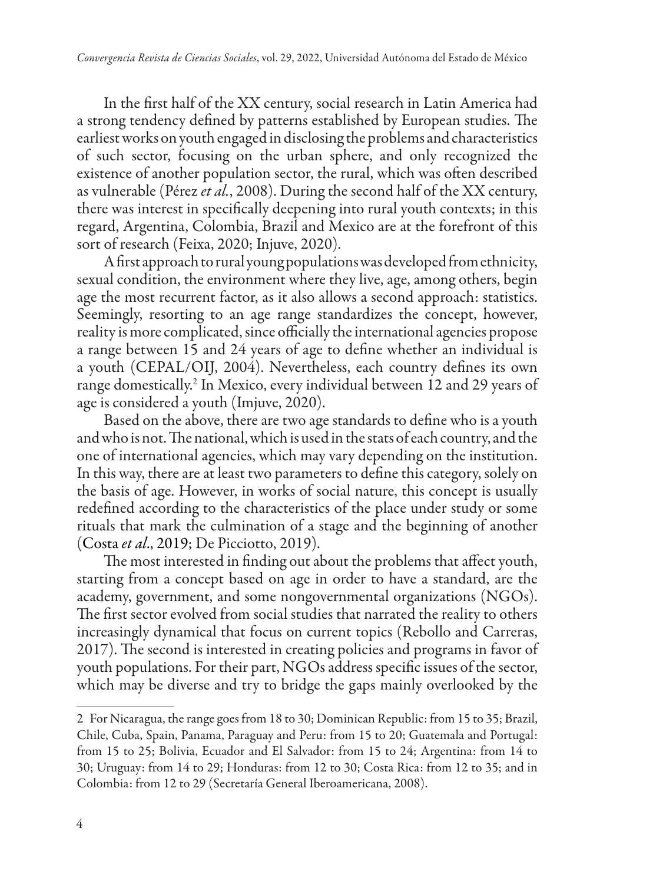In the first half of the XX century, social research in Latin America had a strong tendency defined by patterns established by European studies. The earliest works on youth engaged in disclosing the problems and characteristics of such sector, focusing on the urban sphere, and only recognized the existence of another population sector, the rural, which was often described as vulnerable (Pérez *et al.*, 2008). During the second half of the XX century, there was interest in specifically deepening into rural youth contexts; in this regard, Argentina, Colombia, Brazil and Mexico are at the forefront of this sort of research (Feixa, 2020; Injuve, 2020).

A first approach to rural young populations was developed from ethnicity, sexual condition, the environment where they live, age, among others, begin age the most recurrent factor, as it also allows a second approach: statistics. Seemingly, resorting to an age range standardizes the concept, however, reality is more complicated, since officially the international agencies propose a range between 15 and 24 years of age to define whether an individual is a youth (CEPAL/OIJ, 2004). Nevertheless, each country defines its own range domestically.[2] In Mexico, every individual between 12 and 29 years of age is considered a youth (Imjuve, 2020).

Based on the above, there are two age standards to define who is a youth and who is not. The national, which is used in the stats of each country, and the one of international agencies, which may vary depending on the institution. In this way, there are at least two parameters to define this category, solely on the basis of age. However, in works of social nature, this concept is usually redefined according to the characteristics of the place under study or some rituals that mark the culmination of a stage and the beginning of another (Costa *et al*., 2019; De Picciotto, 2019).

The most interested in finding out about the problems that affect youth, starting from a concept based on age in order to have a standard, are the academy, government, and some nongovernmental organizations (NGOs). The first sector evolved from social studies that narrated the reality to others increasingly dynamical that focus on current topics (Rebollo and Carreras, 2017). The second is interested in creating policies and programs in favor of youth populations. For their part, NGOs address specific issues of the sector, which may be diverse and try to bridge the gaps mainly overlooked by the

---

2 For Nicaragua, the range goes from 18 to 30; Dominican Republic: from 15 to 35; Brazil, Chile, Cuba, Spain, Panama, Paraguay and Peru: from 15 to 20; Guatemala and Portugal: from 15 to 25; Bolivia, Ecuador and El Salvador: from 15 to 24; Argentina: from 14 to 30; Uruguay: from 14 to 29; Honduras: from 12 to 30; Costa Rica: from 12 to 35; and in Colombia: from 12 to 29 (Secretaría General Iberoamericana, 2008).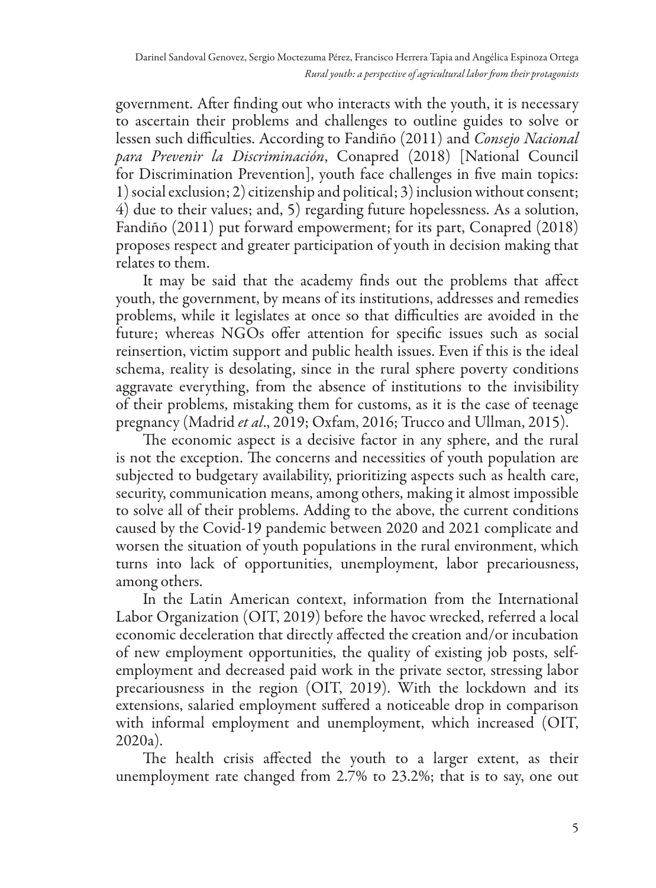government. After finding out who interacts with the youth, it is necessary to ascertain their problems and challenges to outline guides to solve or lessen such difficulties. According to Fandiño (2011) and *Consejo Nacional para Prevenir la Discriminación*, Conapred (2018) [National Council for Discrimination Prevention], youth face challenges in five main topics: 1) social exclusion; 2) citizenship and political; 3) inclusion without consent; 4) due to their values; and, 5) regarding future hopelessness. As a solution, Fandiño (2011) put forward empowerment; for its part, Conapred (2018) proposes respect and greater participation of youth in decision making that relates to them.

It may be said that the academy finds out the problems that affect youth, the government, by means of its institutions, addresses and remedies problems, while it legislates at once so that difficulties are avoided in the future; whereas NGOs offer attention for specific issues such as social reinsertion, victim support and public health issues. Even if this is the ideal schema, reality is desolating, since in the rural sphere poverty conditions aggravate everything, from the absence of institutions to the invisibility of their problems, mistaking them for customs, as it is the case of teenage pregnancy (Madrid *et al*., 2019; Oxfam, 2016; Trucco and Ullman, 2015).

The economic aspect is a decisive factor in any sphere, and the rural is not the exception. The concerns and necessities of youth population are subjected to budgetary availability, prioritizing aspects such as health care, security, communication means, among others, making it almost impossible to solve all of their problems. Adding to the above, the current conditions caused by the Covid-19 pandemic between 2020 and 2021 complicate and worsen the situation of youth populations in the rural environment, which turns into lack of opportunities, unemployment, labor precariousness, among others.

In the Latin American context, information from the International Labor Organization (OIT, 2019) before the havoc wrecked, referred a local economic deceleration that directly affected the creation and/or incubation of new employment opportunities, the quality of existing job posts, self-employment and decreased paid work in the private sector, stressing labor precariousness in the region (OIT, 2019). With the lockdown and its extensions, salaried employment suffered a noticeable drop in comparison with informal employment and unemployment, which increased (OIT, 2020a).

The health crisis affected the youth to a larger extent, as their unemployment rate changed from 2.7% to 23.2%; that is to say, one out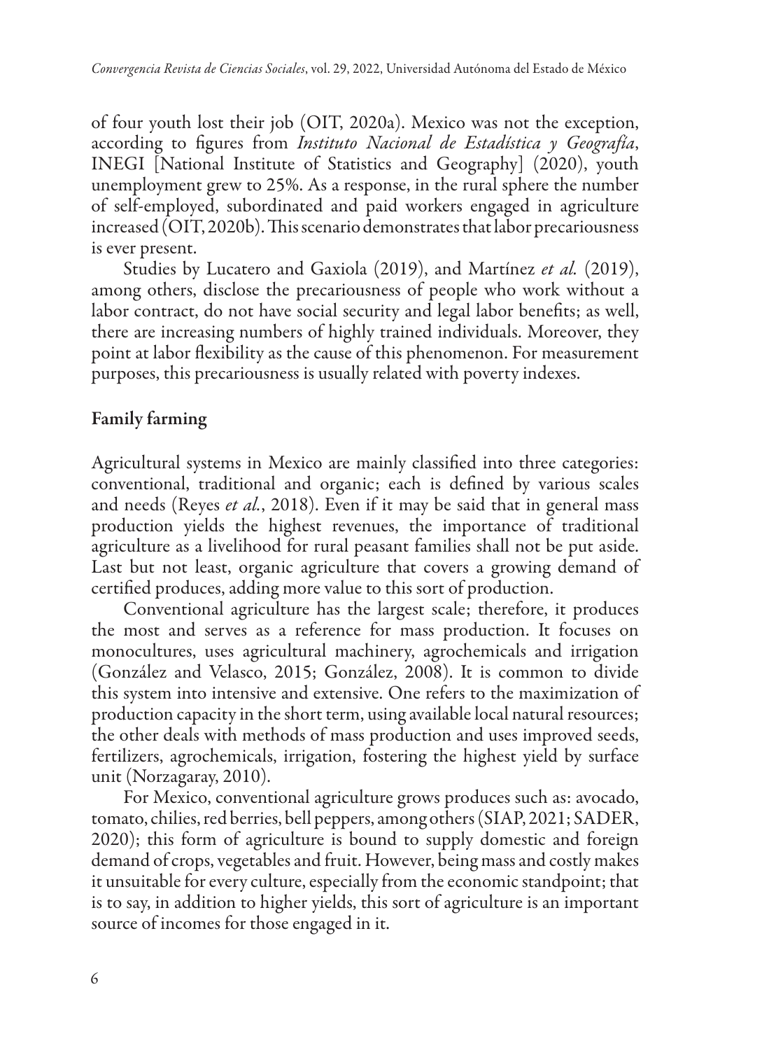of four youth lost their job (OIT, 2020a). Mexico was not the exception, according to figures from *Instituto Nacional de Estadística y Geografía*, INEGI [National Institute of Statistics and Geography] (2020), youth unemployment grew to 25%. As a response, in the rural sphere the number of self-employed, subordinated and paid workers engaged in agriculture increased (OIT, 2020b). This scenario demonstrates that labor precariousness is ever present.

Studies by Lucatero and Gaxiola (2019), and Martínez *et al.* (2019), among others, disclose the precariousness of people who work without a labor contract, do not have social security and legal labor benefits; as well, there are increasing numbers of highly trained individuals. Moreover, they point at labor flexibility as the cause of this phenomenon. For measurement purposes, this precariousness is usually related with poverty indexes.

## Family farming

Agricultural systems in Mexico are mainly classified into three categories: conventional, traditional and organic; each is defined by various scales and needs (Reyes *et al.*, 2018). Even if it may be said that in general mass production yields the highest revenues, the importance of traditional agriculture as a livelihood for rural peasant families shall not be put aside. Last but not least, organic agriculture that covers a growing demand of certified produces, adding more value to this sort of production.

Conventional agriculture has the largest scale; therefore, it produces the most and serves as a reference for mass production. It focuses on monocultures, uses agricultural machinery, agrochemicals and irrigation (González and Velasco, 2015; González, 2008). It is common to divide this system into intensive and extensive. One refers to the maximization of production capacity in the short term, using available local natural resources; the other deals with methods of mass production and uses improved seeds, fertilizers, agrochemicals, irrigation, fostering the highest yield by surface unit (Norzagaray, 2010).

For Mexico, conventional agriculture grows produces such as: avocado, tomato, chilies, red berries, bell peppers, among others (SIAP, 2021; SADER, 2020); this form of agriculture is bound to supply domestic and foreign demand of crops, vegetables and fruit. However, being mass and costly makes it unsuitable for every culture, especially from the economic standpoint; that is to say, in addition to higher yields, this sort of agriculture is an important source of incomes for those engaged in it.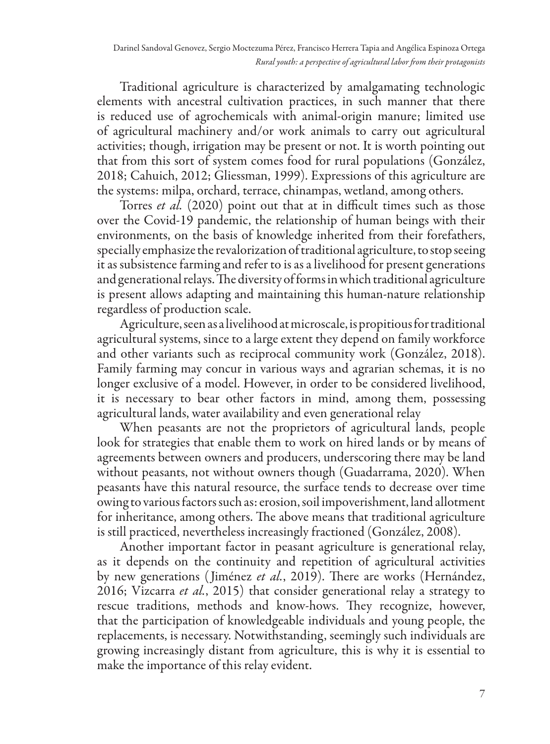Traditional agriculture is characterized by amalgamating technologic elements with ancestral cultivation practices, in such manner that there is reduced use of agrochemicals with animal-origin manure; limited use of agricultural machinery and/or work animals to carry out agricultural activities; though, irrigation may be present or not. It is worth pointing out that from this sort of system comes food for rural populations (González, 2018; Cahuich, 2012; Gliessman, 1999). Expressions of this agriculture are the systems: milpa, orchard, terrace, chinampas, wetland, among others.

Torres *et al.* (2020) point out that at in difficult times such as those over the Covid-19 pandemic, the relationship of human beings with their environments, on the basis of knowledge inherited from their forefathers, specially emphasize the revalorization of traditional agriculture, to stop seeing it as subsistence farming and refer to is as a livelihood for present generations and generational relays. The diversity of forms in which traditional agriculture is present allows adapting and maintaining this human-nature relationship regardless of production scale.

Agriculture, seen as a livelihood at microscale, is propitious for traditional agricultural systems, since to a large extent they depend on family workforce and other variants such as reciprocal community work (González, 2018). Family farming may concur in various ways and agrarian schemas, it is no longer exclusive of a model. However, in order to be considered livelihood, it is necessary to bear other factors in mind, among them, possessing agricultural lands, water availability and even generational relay

When peasants are not the proprietors of agricultural lands, people look for strategies that enable them to work on hired lands or by means of agreements between owners and producers, underscoring there may be land without peasants, not without owners though (Guadarrama, 2020). When peasants have this natural resource, the surface tends to decrease over time owing to various factors such as: erosion, soil impoverishment, land allotment for inheritance, among others. The above means that traditional agriculture is still practiced, nevertheless increasingly fractioned (González, 2008).

Another important factor in peasant agriculture is generational relay, as it depends on the continuity and repetition of agricultural activities by new generations (Jiménez *et al.*, 2019). There are works (Hernández, 2016; Vizcarra *et al.*, 2015) that consider generational relay a strategy to rescue traditions, methods and know-hows. They recognize, however, that the participation of knowledgeable individuals and young people, the replacements, is necessary. Notwithstanding, seemingly such individuals are growing increasingly distant from agriculture, this is why it is essential to make the importance of this relay evident.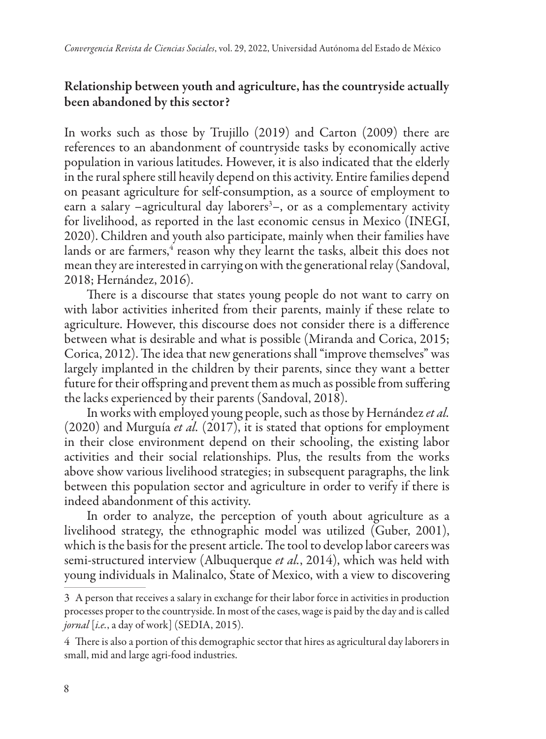## Relationship between youth and agriculture, has the countryside actually been abandoned by this sector?

In works such as those by Trujillo (2019) and Carton (2009) there are references to an abandonment of countryside tasks by economically active population in various latitudes. However, it is also indicated that the elderly in the rural sphere still heavily depend on this activity. Entire families depend on peasant agriculture for self-consumption, as a source of employment to earn a salary –agricultural day laborers[3]–, or as a complementary activity for livelihood, as reported in the last economic census in Mexico (INEGI, 2020). Children and youth also participate, mainly when their families have lands or are farmers,[4] reason why they learnt the tasks, albeit this does not mean they are interested in carrying on with the generational relay (Sandoval, 2018; Hernández, 2016).

There is a discourse that states young people do not want to carry on with labor activities inherited from their parents, mainly if these relate to agriculture. However, this discourse does not consider there is a difference between what is desirable and what is possible (Miranda and Corica, 2015; Corica, 2012). The idea that new generations shall "improve themselves" was largely implanted in the children by their parents, since they want a better future for their offspring and prevent them as much as possible from suffering the lacks experienced by their parents (Sandoval, 2018).

In works with employed young people, such as those by Hernández *et al.* (2020) and Murguía *et al.* (2017), it is stated that options for employment in their close environment depend on their schooling, the existing labor activities and their social relationships. Plus, the results from the works above show various livelihood strategies; in subsequent paragraphs, the link between this population sector and agriculture in order to verify if there is indeed abandonment of this activity.

In order to analyze, the perception of youth about agriculture as a livelihood strategy, the ethnographic model was utilized (Guber, 2001), which is the basis for the present article. The tool to develop labor careers was semi-structured interview (Albuquerque *et al.*, 2014), which was held with young individuals in Malinalco, State of Mexico, with a view to discovering

---

3 A person that receives a salary in exchange for their labor force in activities in production processes proper to the countryside. In most of the cases, wage is paid by the day and is called *jornal* [*i.e.*, a day of work] (SEDIA, 2015).

4 There is also a portion of this demographic sector that hires as agricultural day laborers in small, mid and large agri-food industries.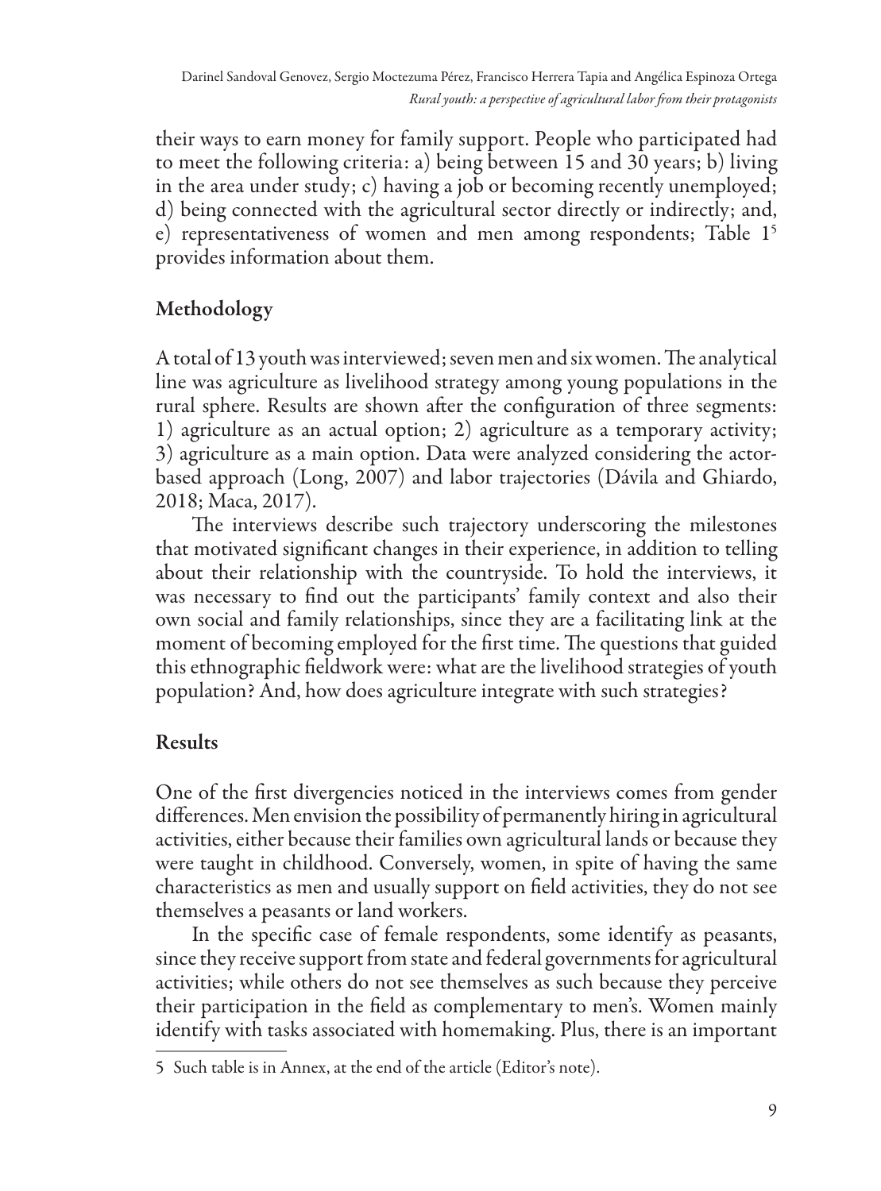their ways to earn money for family support. People who participated had to meet the following criteria: a) being between 15 and 30 years; b) living in the area under study; c) having a job or becoming recently unemployed; d) being connected with the agricultural sector directly or indirectly; and, e) representativeness of women and men among respondents; Table 1[5] provides information about them.

## Methodology

A total of 13 youth was interviewed; seven men and six women. The analytical line was agriculture as livelihood strategy among young populations in the rural sphere. Results are shown after the configuration of three segments: 1) agriculture as an actual option; 2) agriculture as a temporary activity; 3) agriculture as a main option. Data were analyzed considering the actor-based approach (Long, 2007) and labor trajectories (Dávila and Ghiardo, 2018; Maca, 2017).

The interviews describe such trajectory underscoring the milestones that motivated significant changes in their experience, in addition to telling about their relationship with the countryside. To hold the interviews, it was necessary to find out the participants' family context and also their own social and family relationships, since they are a facilitating link at the moment of becoming employed for the first time. The questions that guided this ethnographic fieldwork were: what are the livelihood strategies of youth population? And, how does agriculture integrate with such strategies?

## Results

One of the first divergencies noticed in the interviews comes from gender differences. Men envision the possibility of permanently hiring in agricultural activities, either because their families own agricultural lands or because they were taught in childhood. Conversely, women, in spite of having the same characteristics as men and usually support on field activities, they do not see themselves a peasants or land workers.

In the specific case of female respondents, some identify as peasants, since they receive support from state and federal governments for agricultural activities; while others do not see themselves as such because they perceive their participation in the field as complementary to men's. Women mainly identify with tasks associated with homemaking. Plus, there is an important

---

5 Such table is in Annex, at the end of the article (Editor's note).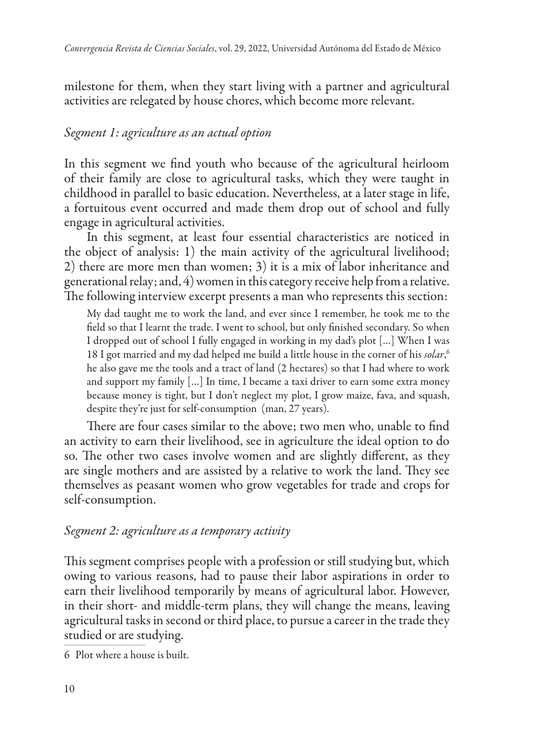milestone for them, when they start living with a partner and agricultural activities are relegated by house chores, which become more relevant.

### *Segment 1: agriculture as an actual option*

In this segment we find youth who because of the agricultural heirloom of their family are close to agricultural tasks, which they were taught in childhood in parallel to basic education. Nevertheless, at a later stage in life, a fortuitous event occurred and made them drop out of school and fully engage in agricultural activities.

In this segment, at least four essential characteristics are noticed in the object of analysis: 1) the main activity of the agricultural livelihood; 2) there are more men than women; 3) it is a mix of labor inheritance and generational relay; and, 4) women in this category receive help from a relative. The following interview excerpt presents a man who represents this section:

> My dad taught me to work the land, and ever since I remember, he took me to the field so that I learnt the trade. I went to school, but only finished secondary. So when I dropped out of school I fully engaged in working in my dad's plot [...] When I was 18 I got married and my dad helped me build a little house in the corner of his *solar*,[6] he also gave me the tools and a tract of land (2 hectares) so that I had where to work and support my family [...] In time, I became a taxi driver to earn some extra money because money is tight, but I don't neglect my plot, I grow maize, fava, and squash, despite they're just for self-consumption (man, 27 years).

There are four cases similar to the above; two men who, unable to find an activity to earn their livelihood, see in agriculture the ideal option to do so. The other two cases involve women and are slightly different, as they are single mothers and are assisted by a relative to work the land. They see themselves as peasant women who grow vegetables for trade and crops for self-consumption.

### *Segment 2: agriculture as a temporary activity*

This segment comprises people with a profession or still studying but, which owing to various reasons, had to pause their labor aspirations in order to earn their livelihood temporarily by means of agricultural labor. However, in their short- and middle-term plans, they will change the means, leaving agricultural tasks in second or third place, to pursue a career in the trade they studied or are studying.

---

6 Plot where a house is built.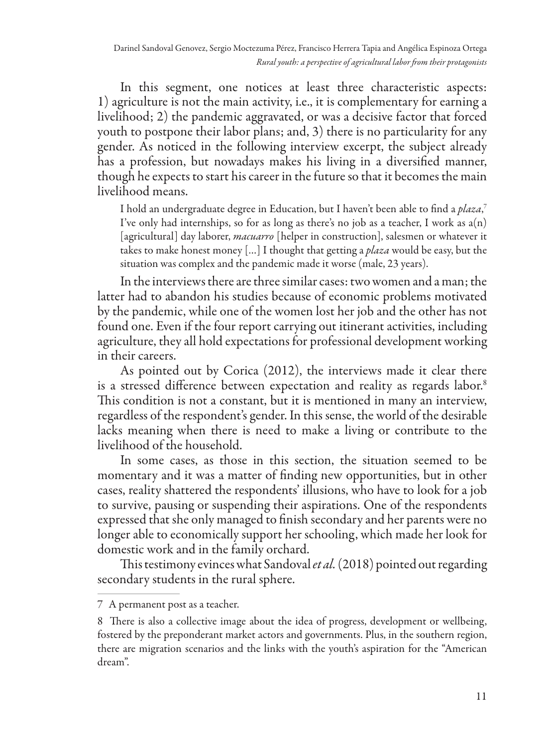In this segment, one notices at least three characteristic aspects: 1) agriculture is not the main activity, i.e., it is complementary for earning a livelihood; 2) the pandemic aggravated, or was a decisive factor that forced youth to postpone their labor plans; and, 3) there is no particularity for any gender. As noticed in the following interview excerpt, the subject already has a profession, but nowadays makes his living in a diversified manner, though he expects to start his career in the future so that it becomes the main livelihood means.

> I hold an undergraduate degree in Education, but I haven't been able to find a *plaza*,[7] I've only had internships, so for as long as there's no job as a teacher, I work as a(n) [agricultural] day laborer, *macuarro* [helper in construction], salesmen or whatever it takes to make honest money [...] I thought that getting a *plaza* would be easy, but the situation was complex and the pandemic made it worse (male, 23 years).

In the interviews there are three similar cases: two women and a man; the latter had to abandon his studies because of economic problems motivated by the pandemic, while one of the women lost her job and the other has not found one. Even if the four report carrying out itinerant activities, including agriculture, they all hold expectations for professional development working in their careers.

As pointed out by Corica (2012), the interviews made it clear there is a stressed difference between expectation and reality as regards labor.[8] This condition is not a constant, but it is mentioned in many an interview, regardless of the respondent's gender. In this sense, the world of the desirable lacks meaning when there is need to make a living or contribute to the livelihood of the household.

In some cases, as those in this section, the situation seemed to be momentary and it was a matter of finding new opportunities, but in other cases, reality shattered the respondents' illusions, who have to look for a job to survive, pausing or suspending their aspirations. One of the respondents expressed that she only managed to finish secondary and her parents were no longer able to economically support her schooling, which made her look for domestic work and in the family orchard.

This testimony evinces what Sandoval *et al.* (2018) pointed out regarding secondary students in the rural sphere.

---

7 A permanent post as a teacher.

8 There is also a collective image about the idea of progress, development or wellbeing, fostered by the preponderant market actors and governments. Plus, in the southern region, there are migration scenarios and the links with the youth's aspiration for the "American dream".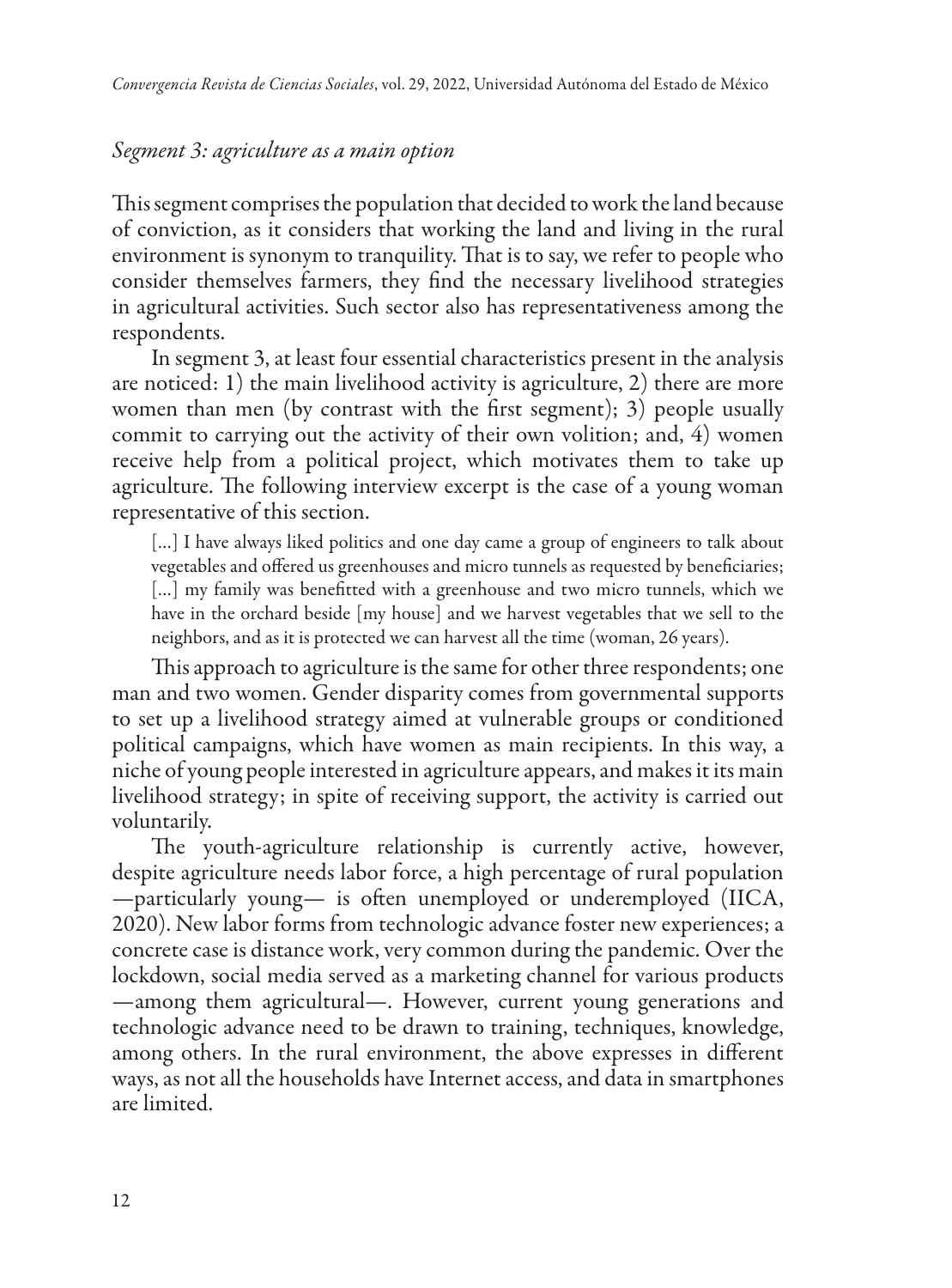### *Segment 3: agriculture as a main option*

This segment comprises the population that decided to work the land because of conviction, as it considers that working the land and living in the rural environment is synonym to tranquility. That is to say, we refer to people who consider themselves farmers, they find the necessary livelihood strategies in agricultural activities. Such sector also has representativeness among the respondents.

In segment 3, at least four essential characteristics present in the analysis are noticed: 1) the main livelihood activity is agriculture, 2) there are more women than men (by contrast with the first segment); 3) people usually commit to carrying out the activity of their own volition; and, 4) women receive help from a political project, which motivates them to take up agriculture. The following interview excerpt is the case of a young woman representative of this section.

> [...] I have always liked politics and one day came a group of engineers to talk about vegetables and offered us greenhouses and micro tunnels as requested by beneficiaries; [...] my family was benefitted with a greenhouse and two micro tunnels, which we have in the orchard beside [my house] and we harvest vegetables that we sell to the neighbors, and as it is protected we can harvest all the time (woman, 26 years).

This approach to agriculture is the same for other three respondents; one man and two women. Gender disparity comes from governmental supports to set up a livelihood strategy aimed at vulnerable groups or conditioned political campaigns, which have women as main recipients. In this way, a niche of young people interested in agriculture appears, and makes it its main livelihood strategy; in spite of receiving support, the activity is carried out voluntarily.

The youth-agriculture relationship is currently active, however, despite agriculture needs labor force, a high percentage of rural population —particularly young— is often unemployed or underemployed (IICA, 2020). New labor forms from technologic advance foster new experiences; a concrete case is distance work, very common during the pandemic. Over the lockdown, social media served as a marketing channel for various products —among them agricultural—. However, current young generations and technologic advance need to be drawn to training, techniques, knowledge, among others. In the rural environment, the above expresses in different ways, as not all the households have Internet access, and data in smartphones are limited.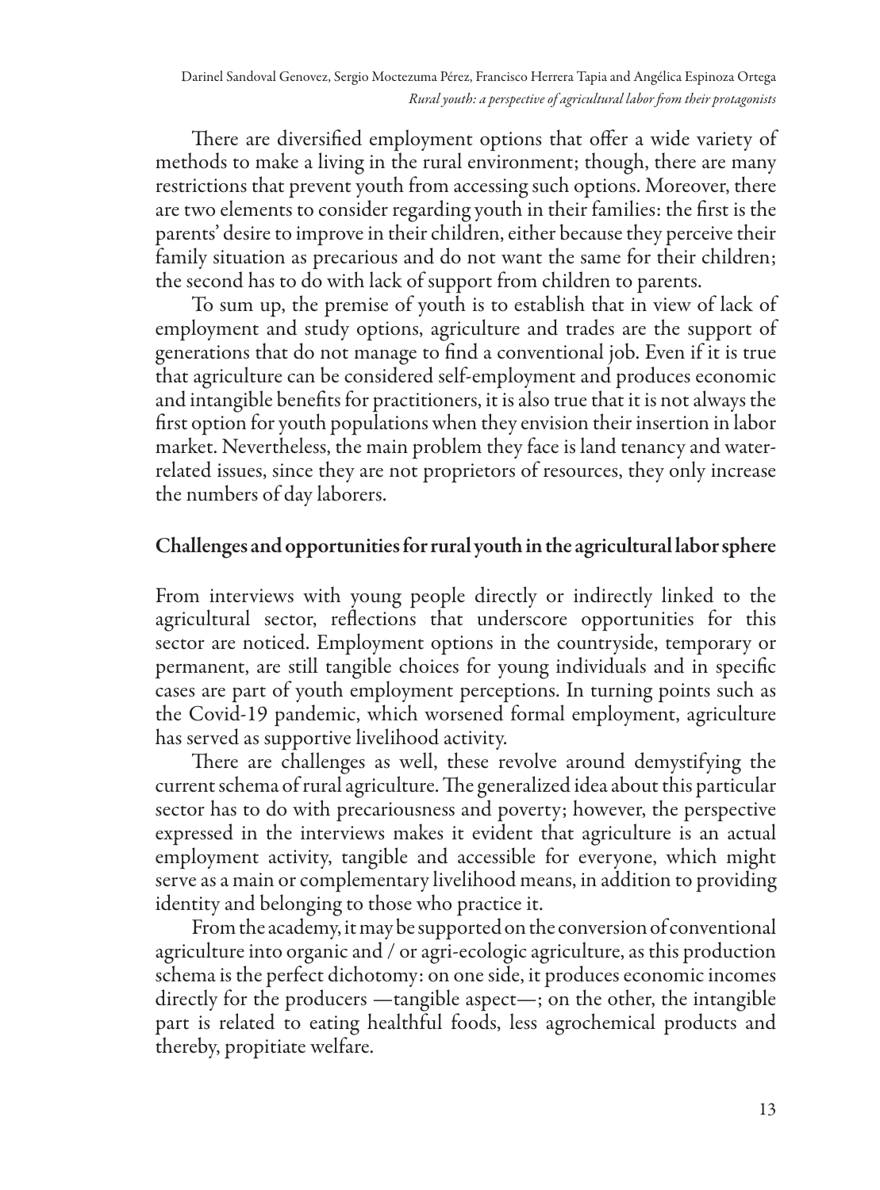There are diversified employment options that offer a wide variety of methods to make a living in the rural environment; though, there are many restrictions that prevent youth from accessing such options. Moreover, there are two elements to consider regarding youth in their families: the first is the parents' desire to improve in their children, either because they perceive their family situation as precarious and do not want the same for their children; the second has to do with lack of support from children to parents.

To sum up, the premise of youth is to establish that in view of lack of employment and study options, agriculture and trades are the support of generations that do not manage to find a conventional job. Even if it is true that agriculture can be considered self-employment and produces economic and intangible benefits for practitioners, it is also true that it is not always the first option for youth populations when they envision their insertion in labor market. Nevertheless, the main problem they face is land tenancy and water-related issues, since they are not proprietors of resources, they only increase the numbers of day laborers.

## Challenges and opportunities for rural youth in the agricultural labor sphere

From interviews with young people directly or indirectly linked to the agricultural sector, reflections that underscore opportunities for this sector are noticed. Employment options in the countryside, temporary or permanent, are still tangible choices for young individuals and in specific cases are part of youth employment perceptions. In turning points such as the Covid-19 pandemic, which worsened formal employment, agriculture has served as supportive livelihood activity.

There are challenges as well, these revolve around demystifying the current schema of rural agriculture. The generalized idea about this particular sector has to do with precariousness and poverty; however, the perspective expressed in the interviews makes it evident that agriculture is an actual employment activity, tangible and accessible for everyone, which might serve as a main or complementary livelihood means, in addition to providing identity and belonging to those who practice it.

From the academy, it may be supported on the conversion of conventional agriculture into organic and / or agri-ecologic agriculture, as this production schema is the perfect dichotomy: on one side, it produces economic incomes directly for the producers —tangible aspect—; on the other, the intangible part is related to eating healthful foods, less agrochemical products and thereby, propitiate welfare.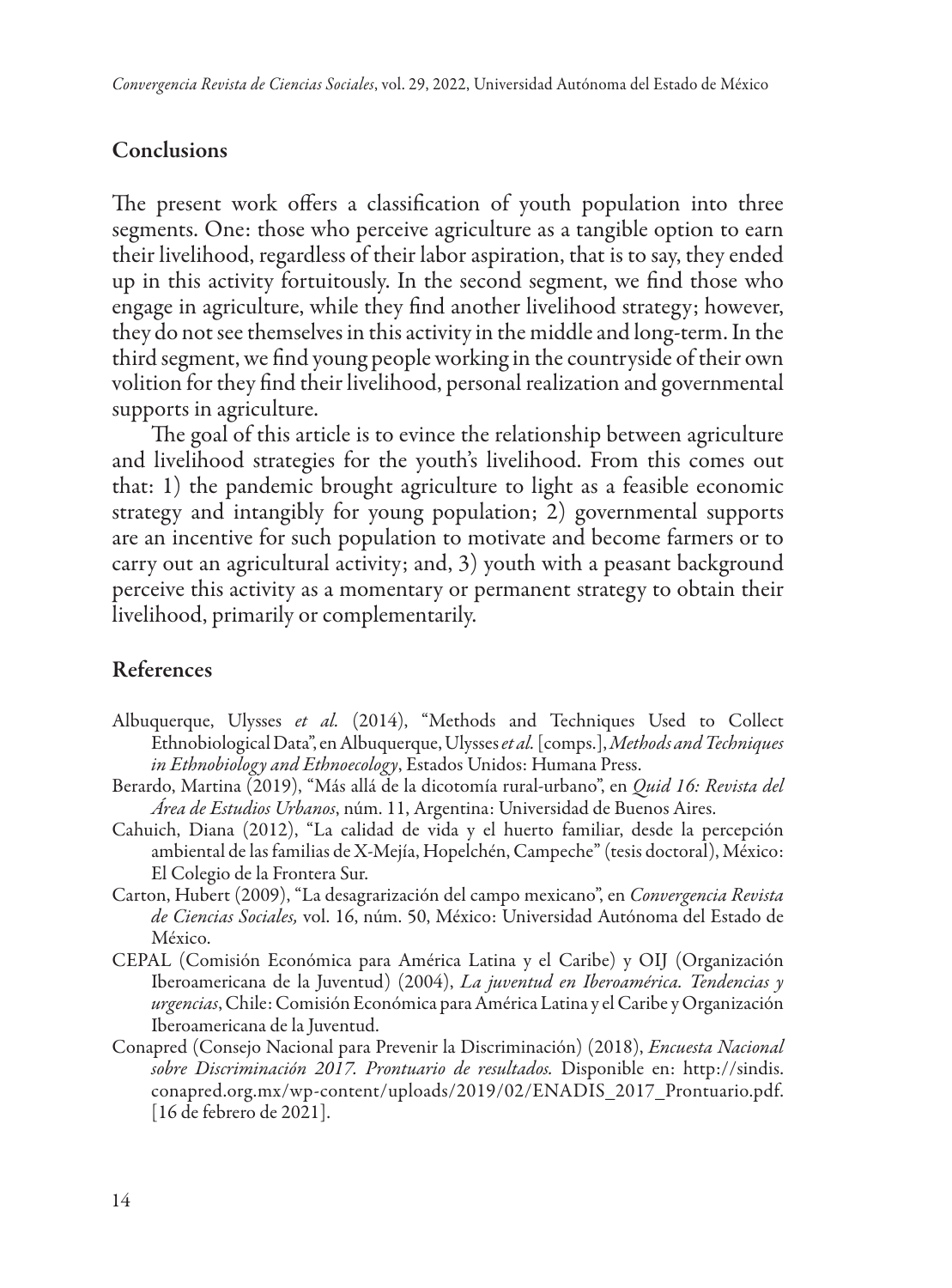## Conclusions

The present work offers a classification of youth population into three segments. One: those who perceive agriculture as a tangible option to earn their livelihood, regardless of their labor aspiration, that is to say, they ended up in this activity fortuitously. In the second segment, we find those who engage in agriculture, while they find another livelihood strategy; however, they do not see themselves in this activity in the middle and long-term. In the third segment, we find young people working in the countryside of their own volition for they find their livelihood, personal realization and governmental supports in agriculture.

The goal of this article is to evince the relationship between agriculture and livelihood strategies for the youth's livelihood. From this comes out that: 1) the pandemic brought agriculture to light as a feasible economic strategy and intangibly for young population; 2) governmental supports are an incentive for such population to motivate and become farmers or to carry out an agricultural activity; and, 3) youth with a peasant background perceive this activity as a momentary or permanent strategy to obtain their livelihood, primarily or complementarily.

## References

Albuquerque, Ulysses *et al.* (2014), "Methods and Techniques Used to Collect Ethnobiological Data", en Albuquerque, Ulysses *et al.* [comps.], *Methods and Techniques in Ethnobiology and Ethnoecology*, Estados Unidos: Humana Press.

Berardo, Martina (2019), "Más allá de la dicotomía rural-urbano", en *Quid 16: Revista del Área de Estudios Urbanos*, núm. 11, Argentina: Universidad de Buenos Aires.

Cahuich, Diana (2012), "La calidad de vida y el huerto familiar, desde la percepción ambiental de las familias de X-Mejía, Hopelchén, Campeche" (tesis doctoral), México: El Colegio de la Frontera Sur.

Carton, Hubert (2009), "La desagrarización del campo mexicano", en *Convergencia Revista de Ciencias Sociales,* vol. 16, núm. 50, México: Universidad Autónoma del Estado de México.

CEPAL (Comisión Económica para América Latina y el Caribe) y OIJ (Organización Iberoamericana de la Juventud) (2004), *La juventud en Iberoamérica. Tendencias y urgencias*, Chile: Comisión Económica para América Latina y el Caribe y Organización Iberoamericana de la Juventud.

Conapred (Consejo Nacional para Prevenir la Discriminación) (2018), *Encuesta Nacional sobre Discriminación 2017. Prontuario de resultados.* Disponible en: http://sindis.conapred.org.mx/wp-content/uploads/2019/02/ENADIS_2017_Prontuario.pdf. [16 de febrero de 2021].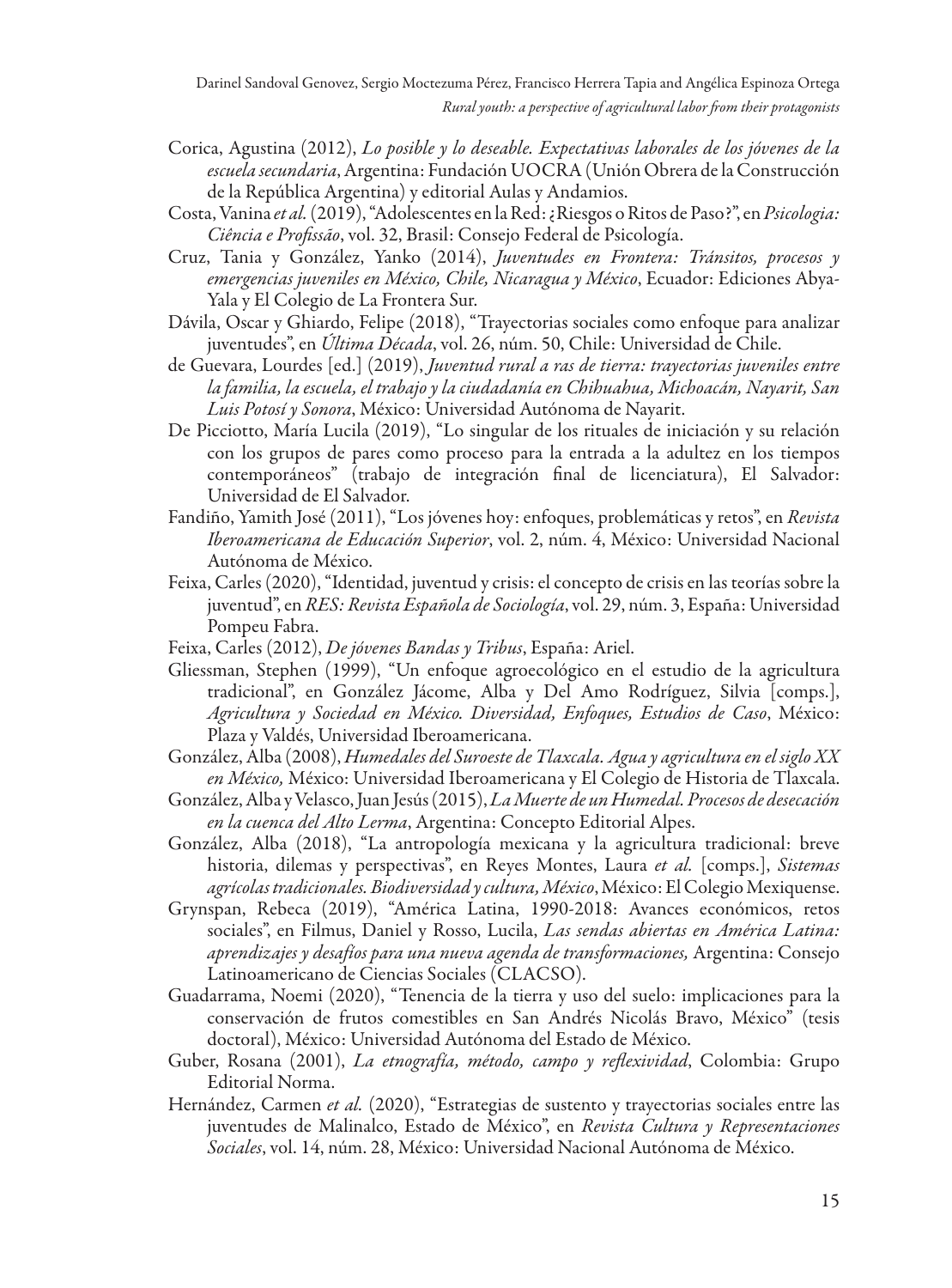Corica, Agustina (2012), *Lo posible y lo deseable. Expectativas laborales de los jóvenes de la escuela secundaria*, Argentina: Fundación UOCRA (Unión Obrera de la Construcción de la República Argentina) y editorial Aulas y Andamios.

Costa, Vanina *et al.* (2019), "Adolescentes en la Red: ¿Riesgos o Ritos de Paso?", en *Psicologia: Ciência e Profissão*, vol. 32, Brasil: Consejo Federal de Psicología.

Cruz, Tania y González, Yanko (2014), *Juventudes en Frontera: Tránsitos, procesos y emergencias juveniles en México, Chile, Nicaragua y México*, Ecuador: Ediciones Abya-Yala y El Colegio de La Frontera Sur.

Dávila, Oscar y Ghiardo, Felipe (2018), "Trayectorias sociales como enfoque para analizar juventudes", en *Última Década*, vol. 26, núm. 50, Chile: Universidad de Chile.

de Guevara, Lourdes [ed.] (2019), *Juventud rural a ras de tierra: trayectorias juveniles entre la familia, la escuela, el trabajo y la ciudadanía en Chihuahua, Michoacán, Nayarit, San Luis Potosí y Sonora*, México: Universidad Autónoma de Nayarit.

De Picciotto, María Lucila (2019), "Lo singular de los rituales de iniciación y su relación con los grupos de pares como proceso para la entrada a la adultez en los tiempos contemporáneos" (trabajo de integración final de licenciatura), El Salvador: Universidad de El Salvador.

Fandiño, Yamith José (2011), "Los jóvenes hoy: enfoques, problemáticas y retos", en *Revista Iberoamericana de Educación Superior*, vol. 2, núm. 4, México: Universidad Nacional Autónoma de México.

Feixa, Carles (2020), "Identidad, juventud y crisis: el concepto de crisis en las teorías sobre la juventud", en *RES: Revista Española de Sociología*, vol. 29, núm. 3, España: Universidad Pompeu Fabra.

Feixa, Carles (2012), *De jóvenes Bandas y Tribus*, España: Ariel.

Gliessman, Stephen (1999), "Un enfoque agroecológico en el estudio de la agricultura tradicional", en González Jácome, Alba y Del Amo Rodríguez, Silvia [comps.], *Agricultura y Sociedad en México. Diversidad, Enfoques, Estudios de Caso*, México: Plaza y Valdés, Universidad Iberoamericana.

González, Alba (2008), *Humedales del Suroeste de Tlaxcala. Agua y agricultura en el siglo XX en México,* México: Universidad Iberoamericana y El Colegio de Historia de Tlaxcala.

González, Alba y Velasco, Juan Jesús (2015), *La Muerte de un Humedal. Procesos de desecación en la cuenca del Alto Lerma*, Argentina: Concepto Editorial Alpes.

González, Alba (2018), "La antropología mexicana y la agricultura tradicional: breve historia, dilemas y perspectivas", en Reyes Montes, Laura *et al.* [comps.], *Sistemas agrícolas tradicionales. Biodiversidad y cultura, México*, México: El Colegio Mexiquense.

Grynspan, Rebeca (2019), "América Latina, 1990-2018: Avances económicos, retos sociales", en Filmus, Daniel y Rosso, Lucila, *Las sendas abiertas en América Latina: aprendizajes y desafíos para una nueva agenda de transformaciones,* Argentina: Consejo Latinoamericano de Ciencias Sociales (CLACSO).

Guadarrama, Noemi (2020), "Tenencia de la tierra y uso del suelo: implicaciones para la conservación de frutos comestibles en San Andrés Nicolás Bravo, México" (tesis doctoral), México: Universidad Autónoma del Estado de México.

Guber, Rosana (2001), *La etnografía, método, campo y reflexividad*, Colombia: Grupo Editorial Norma.

Hernández, Carmen *et al.* (2020), "Estrategias de sustento y trayectorias sociales entre las juventudes de Malinalco, Estado de México", en *Revista Cultura y Representaciones Sociales*, vol. 14, núm. 28, México: Universidad Nacional Autónoma de México.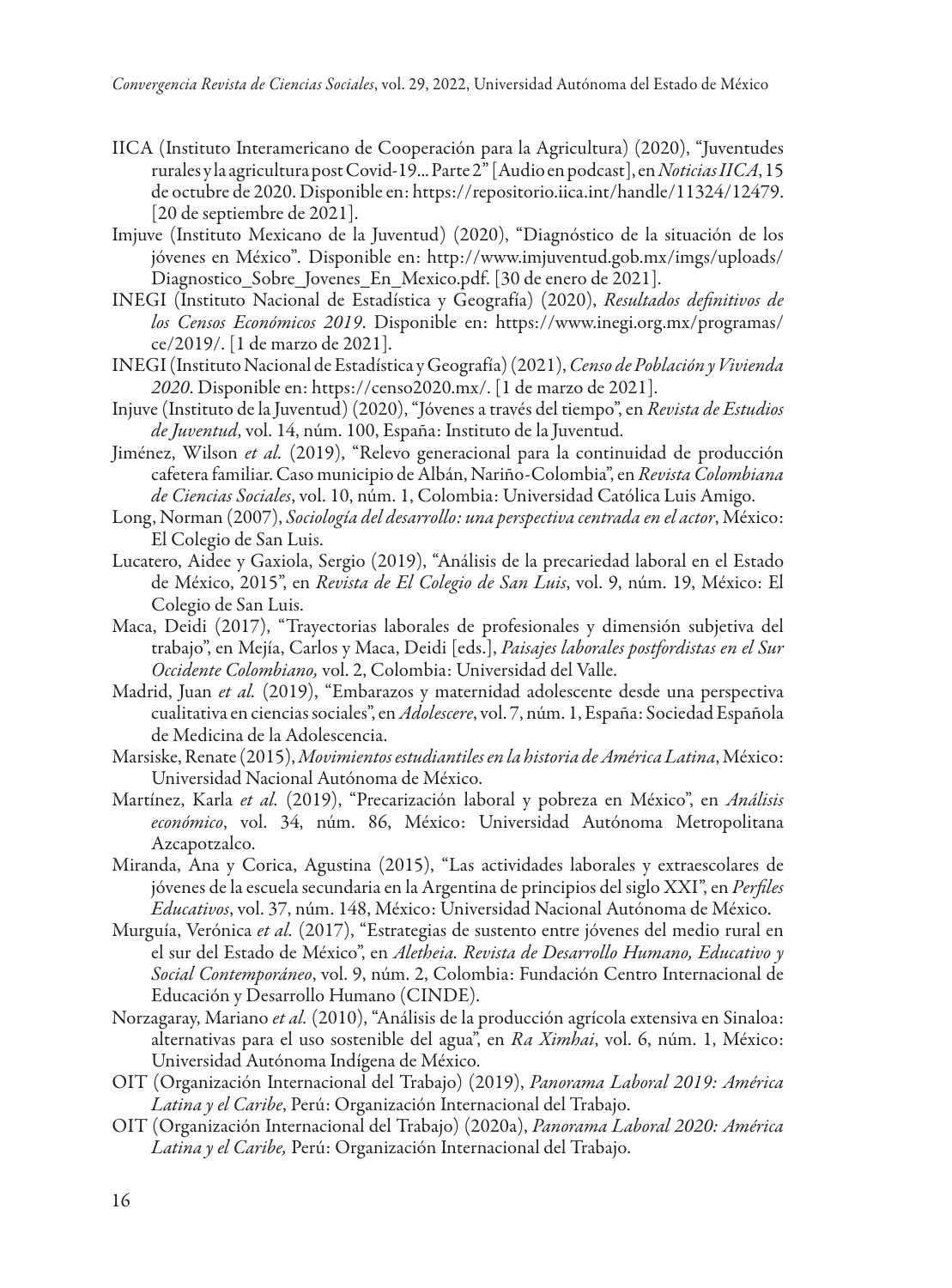IICA (Instituto Interamericano de Cooperación para la Agricultura) (2020), "Juventudes rurales y la agricultura post Covid-19... Parte 2" [Audio en podcast], en *Noticias IICA*, 15 de octubre de 2020. Disponible en: https://repositorio.iica.int/handle/11324/12479. [20 de septiembre de 2021].

Imjuve (Instituto Mexicano de la Juventud) (2020), "Diagnóstico de la situación de los jóvenes en México". Disponible en: http://www.imjuventud.gob.mx/imgs/uploads/Diagnostico_Sobre_Jovenes_En_Mexico.pdf. [30 de enero de 2021].

INEGI (Instituto Nacional de Estadística y Geografía) (2020), *Resultados definitivos de los Censos Económicos 2019*. Disponible en: https://www.inegi.org.mx/programas/ce/2019/. [1 de marzo de 2021].

INEGI (Instituto Nacional de Estadística y Geografía) (2021), *Censo de Población y Vivienda 2020*. Disponible en: https://censo2020.mx/. [1 de marzo de 2021].

Injuve (Instituto de la Juventud) (2020), "Jóvenes a través del tiempo", en *Revista de Estudios de Juventud*, vol. 14, núm. 100, España: Instituto de la Juventud.

Jiménez, Wilson *et al.* (2019), "Relevo generacional para la continuidad de producción cafetera familiar. Caso municipio de Albán, Nariño-Colombia", en *Revista Colombiana de Ciencias Sociales*, vol. 10, núm. 1, Colombia: Universidad Católica Luis Amigo.

Long, Norman (2007), *Sociología del desarrollo: una perspectiva centrada en el actor*, México: El Colegio de San Luis.

Lucatero, Aidee y Gaxiola, Sergio (2019), "Análisis de la precariedad laboral en el Estado de México, 2015", en *Revista de El Colegio de San Luis*, vol. 9, núm. 19, México: El Colegio de San Luis.

Maca, Deidi (2017), "Trayectorias laborales de profesionales y dimensión subjetiva del trabajo", en Mejía, Carlos y Maca, Deidi [eds.], *Paisajes laborales postfordistas en el Sur Occidente Colombiano,* vol. 2, Colombia: Universidad del Valle.

Madrid, Juan *et al.* (2019), "Embarazos y maternidad adolescente desde una perspectiva cualitativa en ciencias sociales", en *Adolescere*, vol. 7, núm. 1, España: Sociedad Española de Medicina de la Adolescencia.

Marsiske, Renate (2015), *Movimientos estudiantiles en la historia de América Latina*, México: Universidad Nacional Autónoma de México.

Martínez, Karla *et al.* (2019), "Precarización laboral y pobreza en México", en *Análisis económico*, vol. 34, núm. 86, México: Universidad Autónoma Metropolitana Azcapotzalco.

Miranda, Ana y Corica, Agustina (2015), "Las actividades laborales y extraescolares de jóvenes de la escuela secundaria en la Argentina de principios del siglo XXI", en *Perfiles Educativos*, vol. 37, núm. 148, México: Universidad Nacional Autónoma de México.

Murguía, Verónica *et al.* (2017), "Estrategias de sustento entre jóvenes del medio rural en el sur del Estado de México", en *Aletheia. Revista de Desarrollo Humano, Educativo y Social Contemporáneo*, vol. 9, núm. 2, Colombia: Fundación Centro Internacional de Educación y Desarrollo Humano (CINDE).

Norzagaray, Mariano *et al.* (2010), "Análisis de la producción agrícola extensiva en Sinaloa: alternativas para el uso sostenible del agua", en *Ra Ximhai*, vol. 6, núm. 1, México: Universidad Autónoma Indígena de México.

OIT (Organización Internacional del Trabajo) (2019), *Panorama Laboral 2019: América Latina y el Caribe*, Perú: Organización Internacional del Trabajo.

OIT (Organización Internacional del Trabajo) (2020a), *Panorama Laboral 2020: América Latina y el Caribe,* Perú: Organización Internacional del Trabajo.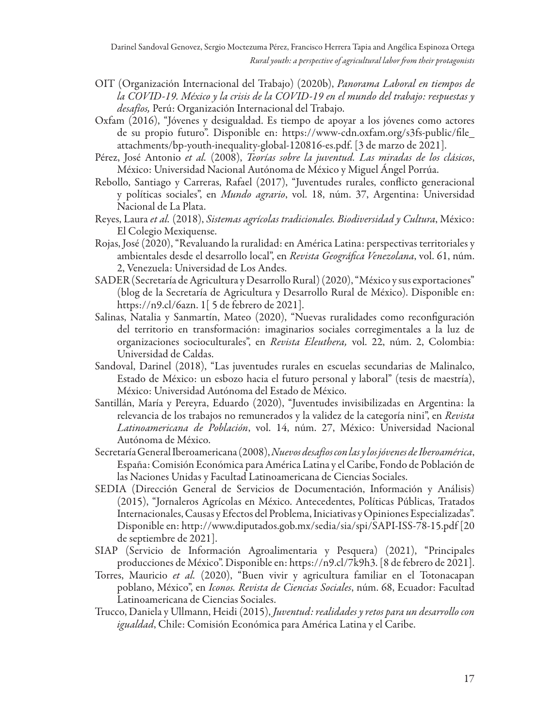OIT (Organización Internacional del Trabajo) (2020b), *Panorama Laboral en tiempos de la COVID-19. México y la crisis de la COVID-19 en el mundo del trabajo: respuestas y desafíos,* Perú: Organización Internacional del Trabajo.

Oxfam (2016), "Jóvenes y desigualdad. Es tiempo de apoyar a los jóvenes como actores de su propio futuro". Disponible en: https://www-cdn.oxfam.org/s3fs-public/file_attachments/bp-youth-inequality-global-120816-es.pdf. [3 de marzo de 2021].

Pérez, José Antonio *et al.* (2008), *Teorías sobre la juventud. Las miradas de los clásicos*, México: Universidad Nacional Autónoma de México y Miguel Ángel Porrúa.

Rebollo, Santiago y Carreras, Rafael (2017), "Juventudes rurales, conflicto generacional y políticas sociales", en *Mundo agrario*, vol. 18, núm. 37, Argentina: Universidad Nacional de La Plata.

Reyes, Laura *et al.* (2018), *Sistemas agrícolas tradicionales. Biodiversidad y Cultura*, México: El Colegio Mexiquense.

Rojas, José (2020), "Revaluando la ruralidad: en América Latina: perspectivas territoriales y ambientales desde el desarrollo local", en *Revista Geográfica Venezolana*, vol. 61, núm. 2, Venezuela: Universidad de Los Andes.

SADER (Secretaría de Agricultura y Desarrollo Rural) (2020), "México y sus exportaciones" (blog de la Secretaría de Agricultura y Desarrollo Rural de México). Disponible en: https://n9.cl/6azn. 1[ 5 de febrero de 2021].

Salinas, Natalia y Sanmartín, Mateo (2020), "Nuevas ruralidades como reconfiguración del territorio en transformación: imaginarios sociales corregimentales a la luz de organizaciones socioculturales", en *Revista Eleuthera,* vol. 22, núm. 2, Colombia: Universidad de Caldas.

Sandoval, Darinel (2018), "Las juventudes rurales en escuelas secundarias de Malinalco, Estado de México: un esbozo hacia el futuro personal y laboral" (tesis de maestría), México: Universidad Autónoma del Estado de México.

Santillán, María y Pereyra, Eduardo (2020), "Juventudes invisibilizadas en Argentina: la relevancia de los trabajos no remunerados y la validez de la categoría nini", en *Revista Latinoamericana de Población*, vol. 14, núm. 27, México: Universidad Nacional Autónoma de México.

Secretaría General Iberoamericana (2008), *Nuevos desafíos con las y los jóvenes de Iberoamérica*, España: Comisión Económica para América Latina y el Caribe, Fondo de Población de las Naciones Unidas y Facultad Latinoamericana de Ciencias Sociales.

SEDIA (Dirección General de Servicios de Documentación, Información y Análisis) (2015), "Jornaleros Agrícolas en México. Antecedentes, Políticas Públicas, Tratados Internacionales, Causas y Efectos del Problema, Iniciativas y Opiniones Especializadas". Disponible en: http://www.diputados.gob.mx/sedia/sia/spi/SAPI-ISS-78-15.pdf [20 de septiembre de 2021].

SIAP (Servicio de Información Agroalimentaria y Pesquera) (2021), "Principales producciones de México". Disponible en: https://n9.cl/7k9h3. [8 de febrero de 2021].

Torres, Mauricio *et al.* (2020), "Buen vivir y agricultura familiar en el Totonacapan poblano, México", en *Iconos. Revista de Ciencias Sociales*, núm. 68, Ecuador: Facultad Latinoamericana de Ciencias Sociales.

Trucco, Daniela y Ullmann, Heidi (2015), *Juventud: realidades y retos para un desarrollo con igualdad*, Chile: Comisión Económica para América Latina y el Caribe.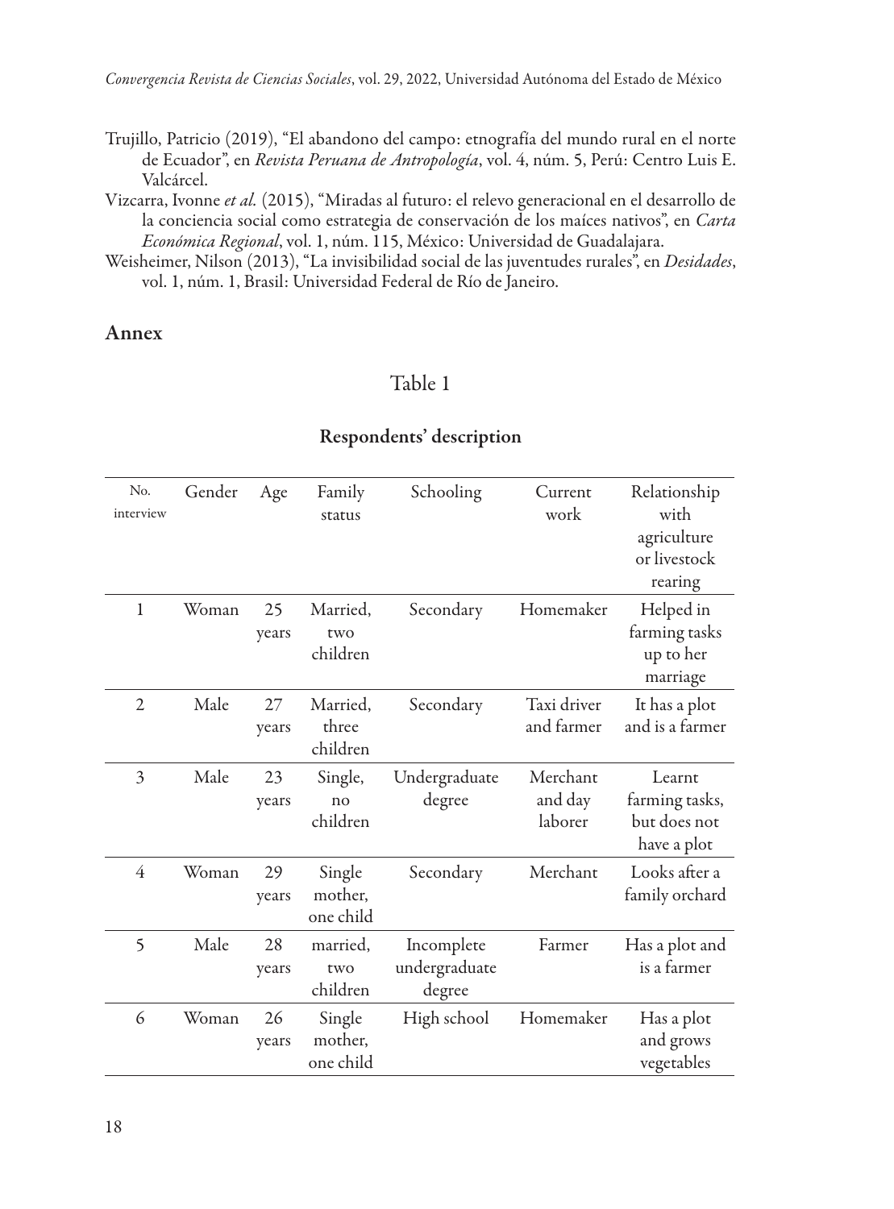Trujillo, Patricio (2019), "El abandono del campo: etnografía del mundo rural en el norte de Ecuador", en *Revista Peruana de Antropología*, vol. 4, núm. 5, Perú: Centro Luis E. Valcárcel.

Vizcarra, Ivonne *et al.* (2015), "Miradas al futuro: el relevo generacional en el desarrollo de la conciencia social como estrategia de conservación de los maíces nativos", en *Carta Económica Regional*, vol. 1, núm. 115, México: Universidad de Guadalajara.

Weisheimer, Nilson (2013), "La invisibilidad social de las juventudes rurales", en *Desidades*, vol. 1, núm. 1, Brasil: Universidad Federal de Río de Janeiro.

## Annex

Table 1

**Respondents' description**

| No. interview | Gender | Age | Family status | Schooling | Current work | Relationship with agriculture or livestock rearing |
|---|---|---|---|---|---|---|
| 1 | Woman | 25 years | Married, two children | Secondary | Homemaker | Helped in farming tasks up to her marriage |
| 2 | Male | 27 years | Married, three children | Secondary | Taxi driver and farmer | It has a plot and is a farmer |
| 3 | Male | 23 years | Single, no children | Undergraduate degree | Merchant and day laborer | Learnt farming tasks, but does not have a plot |
| 4 | Woman | 29 years | Single mother, one child | Secondary | Merchant | Looks after a family orchard |
| 5 | Male | 28 years | married, two children | Incomplete undergraduate degree | Farmer | Has a plot and is a farmer |
| 6 | Woman | 26 years | Single mother, one child | High school | Homemaker | Has a plot and grows vegetables |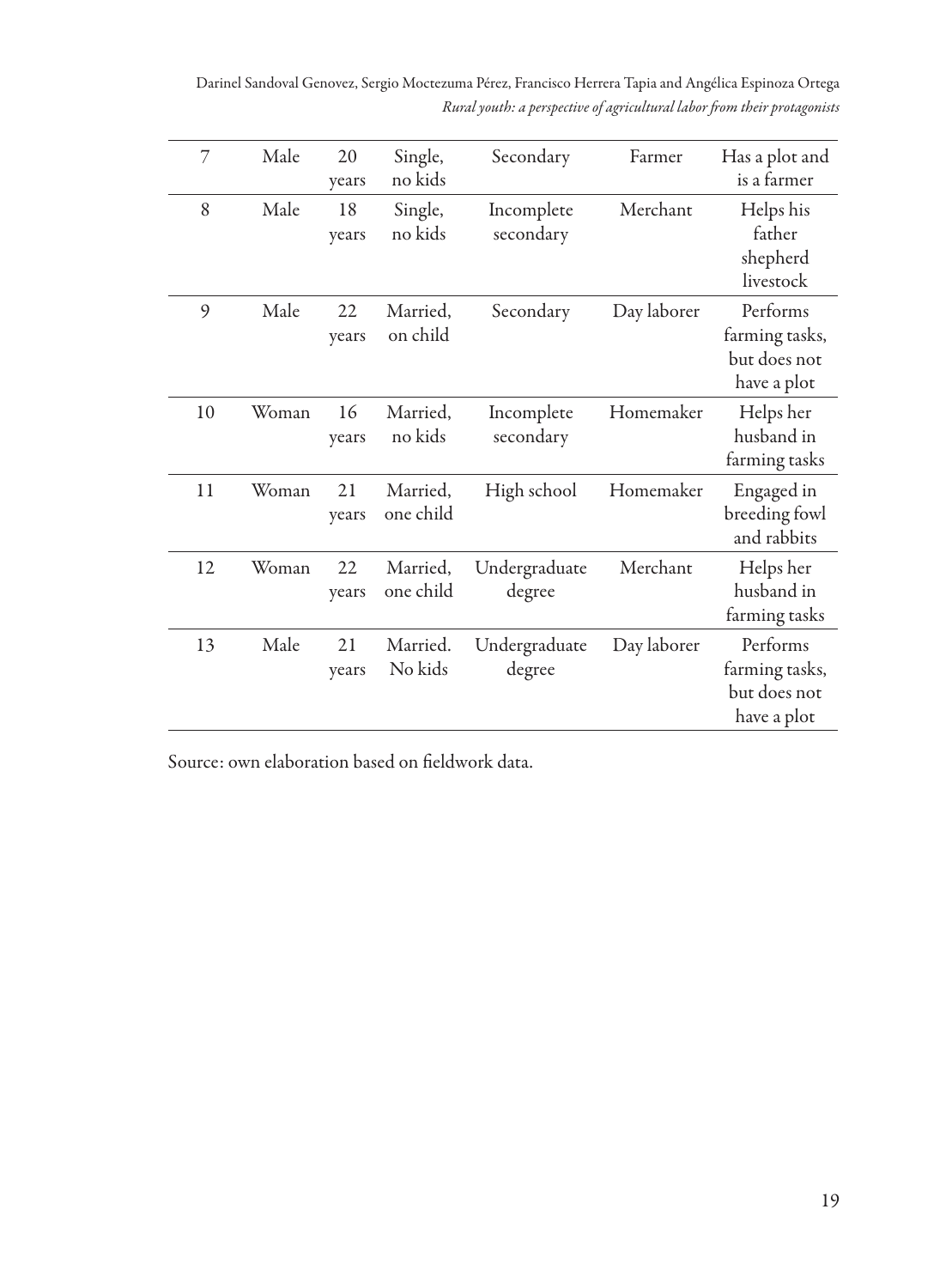| 7 | Male | 20 years | Single, no kids | Secondary | Farmer | Has a plot and is a farmer |
|---|---|---|---|---|---|---|
| 8 | Male | 18 years | Single, no kids | Incomplete secondary | Merchant | Helps his father shepherd livestock |
| 9 | Male | 22 years | Married, on child | Secondary | Day laborer | Performs farming tasks, but does not have a plot |
| 10 | Woman | 16 years | Married, no kids | Incomplete secondary | Homemaker | Helps her husband in farming tasks |
| 11 | Woman | 21 years | Married, one child | High school | Homemaker | Engaged in breeding fowl and rabbits |
| 12 | Woman | 22 years | Married, one child | Undergraduate degree | Merchant | Helps her husband in farming tasks |
| 13 | Male | 21 years | Married. No kids | Undergraduate degree | Day laborer | Performs farming tasks, but does not have a plot |

Source: own elaboration based on fieldwork data.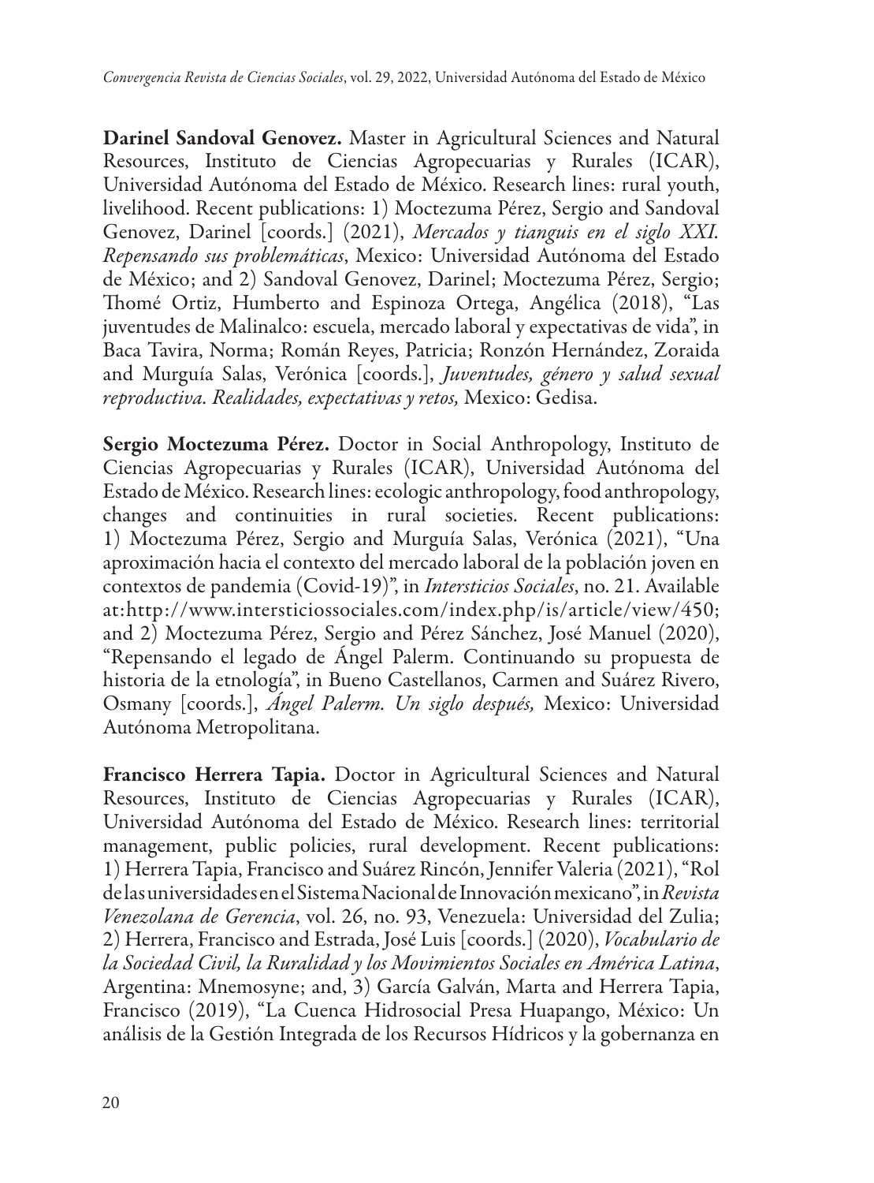**Darinel Sandoval Genovez.** Master in Agricultural Sciences and Natural Resources, Instituto de Ciencias Agropecuarias y Rurales (ICAR), Universidad Autónoma del Estado de México. Research lines: rural youth, livelihood. Recent publications: 1) Moctezuma Pérez, Sergio and Sandoval Genovez, Darinel [coords.] (2021), *Mercados y tianguis en el siglo XXI. Repensando sus problemáticas*, Mexico: Universidad Autónoma del Estado de México; and 2) Sandoval Genovez, Darinel; Moctezuma Pérez, Sergio; Thomé Ortiz, Humberto and Espinoza Ortega, Angélica (2018), "Las juventudes de Malinalco: escuela, mercado laboral y expectativas de vida", in Baca Tavira, Norma; Román Reyes, Patricia; Ronzón Hernández, Zoraida and Murguía Salas, Verónica [coords.], *Juventudes, género y salud sexual reproductiva. Realidades, expectativas y retos,* Mexico: Gedisa.

**Sergio Moctezuma Pérez.** Doctor in Social Anthropology, Instituto de Ciencias Agropecuarias y Rurales (ICAR), Universidad Autónoma del Estado de México. Research lines: ecologic anthropology, food anthropology, changes and continuities in rural societies. Recent publications: 1) Moctezuma Pérez, Sergio and Murguía Salas, Verónica (2021), "Una aproximación hacia el contexto del mercado laboral de la población joven en contextos de pandemia (Covid-19)", in *Intersticios Sociales*, no. 21. Available at:http://www.intersticiossociales.com/index.php/is/article/view/450; and 2) Moctezuma Pérez, Sergio and Pérez Sánchez, José Manuel (2020), "Repensando el legado de Ángel Palerm. Continuando su propuesta de historia de la etnología", in Bueno Castellanos, Carmen and Suárez Rivero, Osmany [coords.], *Ángel Palerm. Un siglo después,* Mexico: Universidad Autónoma Metropolitana.

**Francisco Herrera Tapia.** Doctor in Agricultural Sciences and Natural Resources, Instituto de Ciencias Agropecuarias y Rurales (ICAR), Universidad Autónoma del Estado de México. Research lines: territorial management, public policies, rural development. Recent publications: 1) Herrera Tapia, Francisco and Suárez Rincón, Jennifer Valeria (2021), "Rol de las universidades en el Sistema Nacional de Innovación mexicano", in *Revista Venezolana de Gerencia*, vol. 26, no. 93, Venezuela: Universidad del Zulia; 2) Herrera, Francisco and Estrada, José Luis [coords.] (2020), *Vocabulario de la Sociedad Civil, la Ruralidad y los Movimientos Sociales en América Latina*, Argentina: Mnemosyne; and, 3) García Galván, Marta and Herrera Tapia, Francisco (2019), "La Cuenca Hidrosocial Presa Huapango, México: Un análisis de la Gestión Integrada de los Recursos Hídricos y la gobernanza en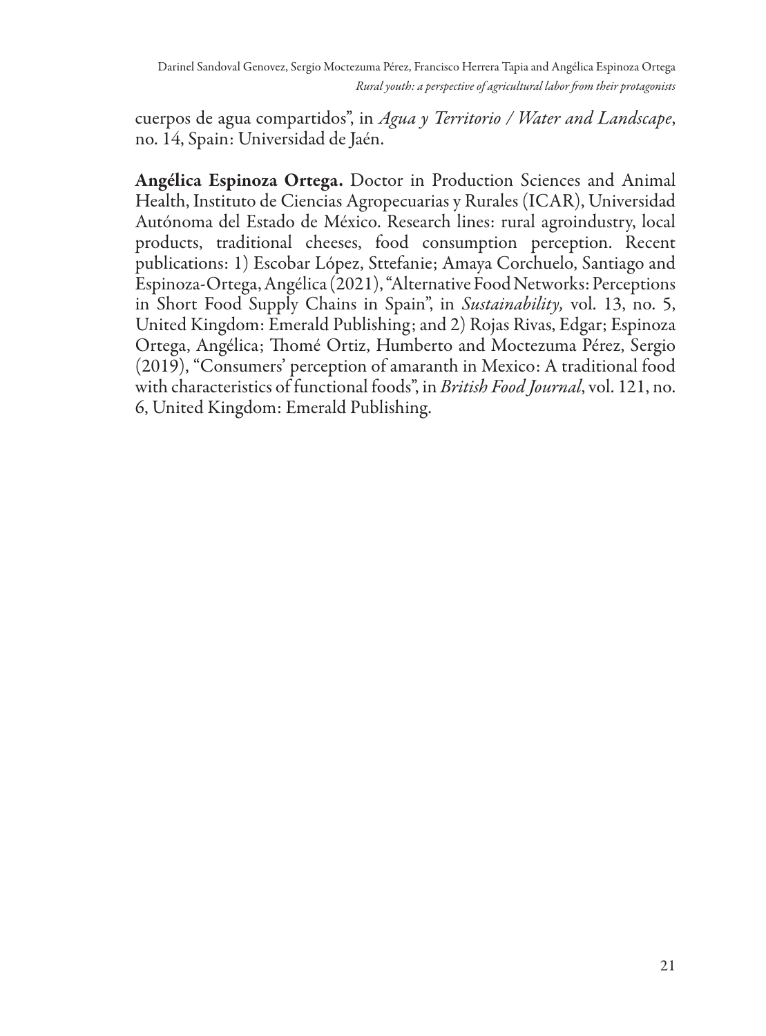cuerpos de agua compartidos", in *Agua y Territorio / Water and Landscape*, no. 14, Spain: Universidad de Jaén.

**Angélica Espinoza Ortega.** Doctor in Production Sciences and Animal Health, Instituto de Ciencias Agropecuarias y Rurales (ICAR), Universidad Autónoma del Estado de México. Research lines: rural agroindustry, local products, traditional cheeses, food consumption perception. Recent publications: 1) Escobar López, Sttefanie; Amaya Corchuelo, Santiago and Espinoza-Ortega, Angélica (2021), "Alternative Food Networks: Perceptions in Short Food Supply Chains in Spain", in *Sustainability,* vol. 13, no. 5, United Kingdom: Emerald Publishing; and 2) Rojas Rivas, Edgar; Espinoza Ortega, Angélica; Thomé Ortiz, Humberto and Moctezuma Pérez, Sergio (2019), "Consumers' perception of amaranth in Mexico: A traditional food with characteristics of functional foods", in *British Food Journal*, vol. 121, no. 6, United Kingdom: Emerald Publishing.